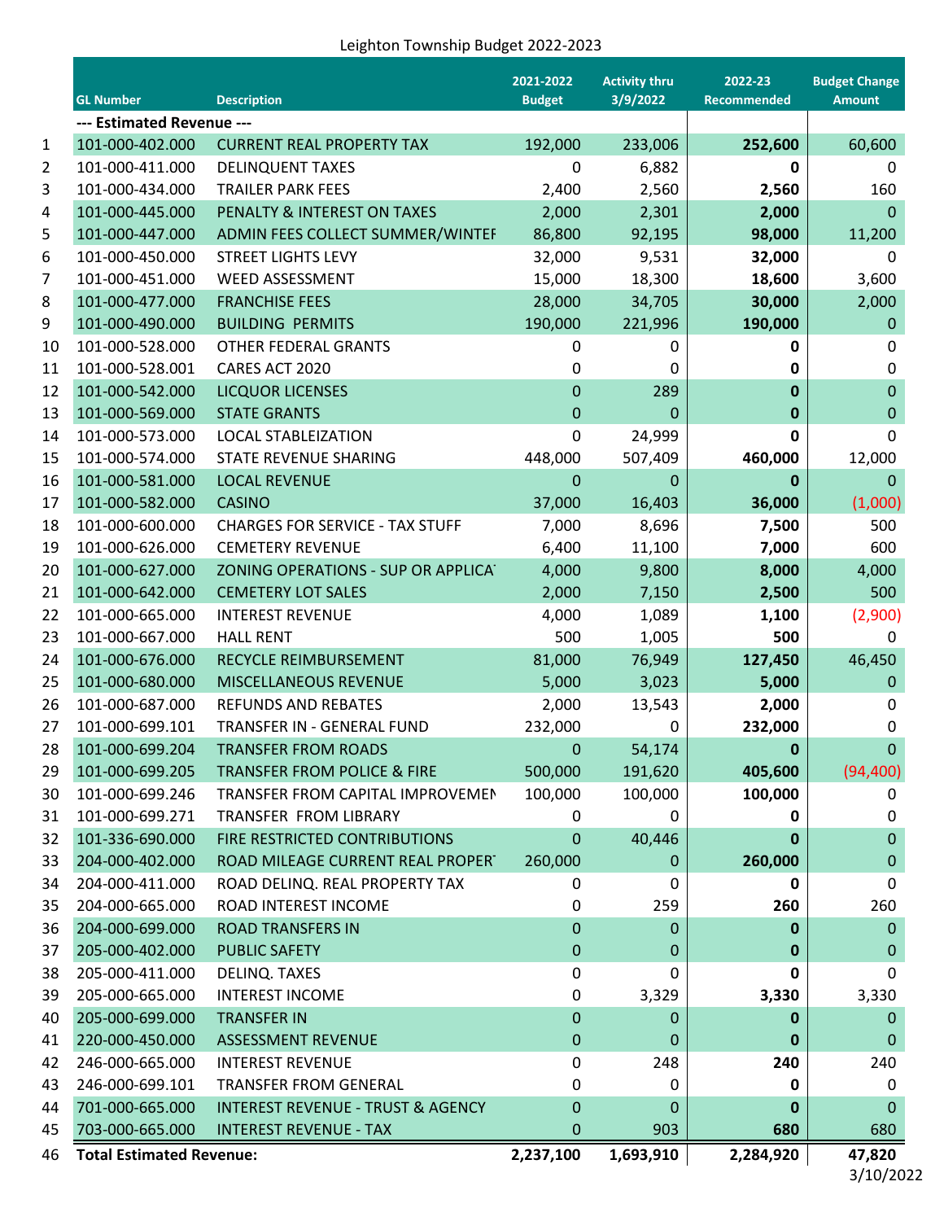Leighton Township Budget 2022-2023

| | GL Number | Description | 2021-2022 Budget | Activity thru 3/9/2022 | 2022-23 Recommended | Budget Change Amount |
|---|---|---|---|---|---|---|
| | **--- Estimated Revenue ---** | | | | | |
| 1 | 101-000-402.000 | CURRENT REAL PROPERTY TAX | 192,000 | 233,006 | **252,600** | 60,600 |
| 2 | 101-000-411.000 | DELINQUENT TAXES | 0 | 6,882 | **0** | 0 |
| 3 | 101-000-434.000 | TRAILER PARK FEES | 2,400 | 2,560 | **2,560** | 160 |
| 4 | 101-000-445.000 | PENALTY & INTEREST ON TAXES | 2,000 | 2,301 | **2,000** | 0 |
| 5 | 101-000-447.000 | ADMIN FEES COLLECT SUMMER/WINTEF | 86,800 | 92,195 | **98,000** | 11,200 |
| 6 | 101-000-450.000 | STREET LIGHTS LEVY | 32,000 | 9,531 | **32,000** | 0 |
| 7 | 101-000-451.000 | WEED ASSESSMENT | 15,000 | 18,300 | **18,600** | 3,600 |
| 8 | 101-000-477.000 | FRANCHISE FEES | 28,000 | 34,705 | **30,000** | 2,000 |
| 9 | 101-000-490.000 | BUILDING PERMITS | 190,000 | 221,996 | **190,000** | 0 |
| 10 | 101-000-528.000 | OTHER FEDERAL GRANTS | 0 | 0 | **0** | 0 |
| 11 | 101-000-528.001 | CARES ACT 2020 | 0 | 0 | **0** | 0 |
| 12 | 101-000-542.000 | LICQUOR LICENSES | 0 | 289 | **0** | 0 |
| 13 | 101-000-569.000 | STATE GRANTS | 0 | 0 | **0** | 0 |
| 14 | 101-000-573.000 | LOCAL STABLEIZATION | 0 | 24,999 | **0** | 0 |
| 15 | 101-000-574.000 | STATE REVENUE SHARING | 448,000 | 507,409 | **460,000** | 12,000 |
| 16 | 101-000-581.000 | LOCAL REVENUE | 0 | 0 | **0** | 0 |
| 17 | 101-000-582.000 | CASINO | 37,000 | 16,403 | **36,000** | (1,000) |
| 18 | 101-000-600.000 | CHARGES FOR SERVICE - TAX STUFF | 7,000 | 8,696 | **7,500** | 500 |
| 19 | 101-000-626.000 | CEMETERY REVENUE | 6,400 | 11,100 | **7,000** | 600 |
| 20 | 101-000-627.000 | ZONING OPERATIONS - SUP OR APPLICA' | 4,000 | 9,800 | **8,000** | 4,000 |
| 21 | 101-000-642.000 | CEMETERY LOT SALES | 2,000 | 7,150 | **2,500** | 500 |
| 22 | 101-000-665.000 | INTEREST REVENUE | 4,000 | 1,089 | **1,100** | (2,900) |
| 23 | 101-000-667.000 | HALL RENT | 500 | 1,005 | **500** | 0 |
| 24 | 101-000-676.000 | RECYCLE REIMBURSEMENT | 81,000 | 76,949 | **127,450** | 46,450 |
| 25 | 101-000-680.000 | MISCELLANEOUS REVENUE | 5,000 | 3,023 | **5,000** | 0 |
| 26 | 101-000-687.000 | REFUNDS AND REBATES | 2,000 | 13,543 | **2,000** | 0 |
| 27 | 101-000-699.101 | TRANSFER IN - GENERAL FUND | 232,000 | 0 | **232,000** | 0 |
| 28 | 101-000-699.204 | TRANSFER FROM ROADS | 0 | 54,174 | **0** | 0 |
| 29 | 101-000-699.205 | TRANSFER FROM POLICE & FIRE | 500,000 | 191,620 | **405,600** | (94,400) |
| 30 | 101-000-699.246 | TRANSFER FROM CAPITAL IMPROVEMEN | 100,000 | 100,000 | **100,000** | 0 |
| 31 | 101-000-699.271 | TRANSFER FROM LIBRARY | 0 | 0 | **0** | 0 |
| 32 | 101-336-690.000 | FIRE RESTRICTED CONTRIBUTIONS | 0 | 40,446 | **0** | 0 |
| 33 | 204-000-402.000 | ROAD MILEAGE CURRENT REAL PROPER' | 260,000 | 0 | **260,000** | 0 |
| 34 | 204-000-411.000 | ROAD DELINQ. REAL PROPERTY TAX | 0 | 0 | **0** | 0 |
| 35 | 204-000-665.000 | ROAD INTEREST INCOME | 0 | 259 | **260** | 260 |
| 36 | 204-000-699.000 | ROAD TRANSFERS IN | 0 | 0 | **0** | 0 |
| 37 | 205-000-402.000 | PUBLIC SAFETY | 0 | 0 | **0** | 0 |
| 38 | 205-000-411.000 | DELINQ. TAXES | 0 | 0 | **0** | 0 |
| 39 | 205-000-665.000 | INTEREST INCOME | 0 | 3,329 | **3,330** | 3,330 |
| 40 | 205-000-699.000 | TRANSFER IN | 0 | 0 | **0** | 0 |
| 41 | 220-000-450.000 | ASSESSMENT REVENUE | 0 | 0 | **0** | 0 |
| 42 | 246-000-665.000 | INTEREST REVENUE | 0 | 248 | **240** | 240 |
| 43 | 246-000-699.101 | TRANSFER FROM GENERAL | 0 | 0 | **0** | 0 |
| 44 | 701-000-665.000 | INTEREST REVENUE - TRUST & AGENCY | 0 | 0 | **0** | 0 |
| 45 | 703-000-665.000 | INTEREST REVENUE - TAX | 0 | 903 | **680** | 680 |
| 46 | **Total Estimated Revenue:** | | **2,237,100** | **1,693,910** | **2,284,920** | **47,820** |

3/10/2022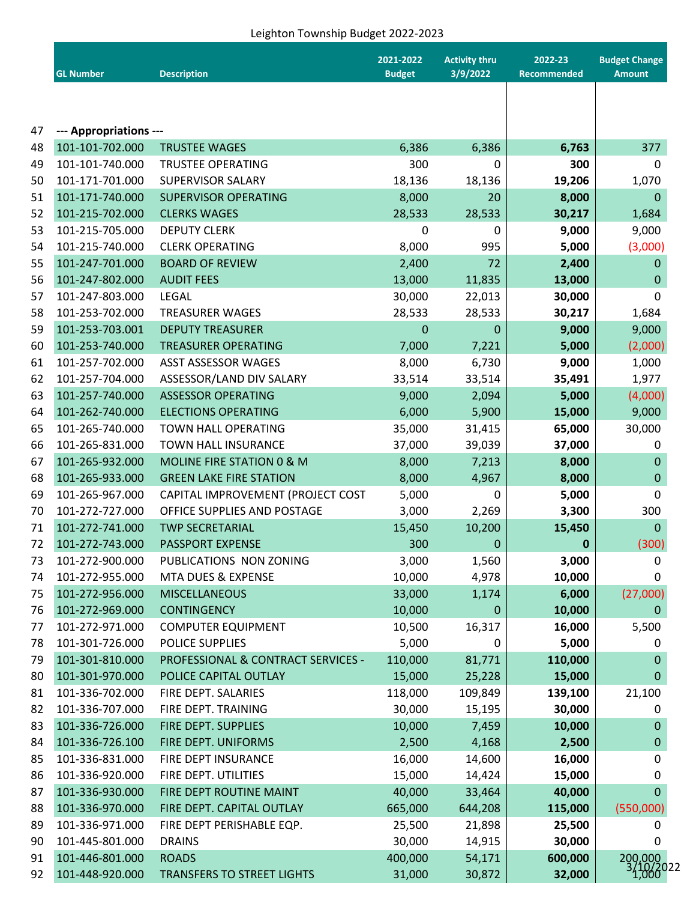Leighton Township Budget 2022-2023

| | GL Number | Description | 2021-2022 Budget | Activity thru 3/9/2022 | 2022-23 Recommended | Budget Change Amount |
|---|---|---|---|---|---|---|
| 47 | **--- Appropriations ---** | | | | | |
| 48 | 101-101-702.000 | TRUSTEE WAGES | 6,386 | 6,386 | **6,763** | 377 |
| 49 | 101-101-740.000 | TRUSTEE OPERATING | 300 | 0 | **300** | 0 |
| 50 | 101-171-701.000 | SUPERVISOR SALARY | 18,136 | 18,136 | **19,206** | 1,070 |
| 51 | 101-171-740.000 | SUPERVISOR OPERATING | 8,000 | 20 | **8,000** | 0 |
| 52 | 101-215-702.000 | CLERKS WAGES | 28,533 | 28,533 | **30,217** | 1,684 |
| 53 | 101-215-705.000 | DEPUTY CLERK | 0 | 0 | **9,000** | 9,000 |
| 54 | 101-215-740.000 | CLERK OPERATING | 8,000 | 995 | **5,000** | (3,000) |
| 55 | 101-247-701.000 | BOARD OF REVIEW | 2,400 | 72 | **2,400** | 0 |
| 56 | 101-247-802.000 | AUDIT FEES | 13,000 | 11,835 | **13,000** | 0 |
| 57 | 101-247-803.000 | LEGAL | 30,000 | 22,013 | **30,000** | 0 |
| 58 | 101-253-702.000 | TREASURER WAGES | 28,533 | 28,533 | **30,217** | 1,684 |
| 59 | 101-253-703.001 | DEPUTY TREASURER | 0 | 0 | **9,000** | 9,000 |
| 60 | 101-253-740.000 | TREASURER OPERATING | 7,000 | 7,221 | **5,000** | (2,000) |
| 61 | 101-257-702.000 | ASST ASSESSOR WAGES | 8,000 | 6,730 | **9,000** | 1,000 |
| 62 | 101-257-704.000 | ASSESSOR/LAND DIV SALARY | 33,514 | 33,514 | **35,491** | 1,977 |
| 63 | 101-257-740.000 | ASSESSOR OPERATING | 9,000 | 2,094 | **5,000** | (4,000) |
| 64 | 101-262-740.000 | ELECTIONS OPERATING | 6,000 | 5,900 | **15,000** | 9,000 |
| 65 | 101-265-740.000 | TOWN HALL OPERATING | 35,000 | 31,415 | **65,000** | 30,000 |
| 66 | 101-265-831.000 | TOWN HALL INSURANCE | 37,000 | 39,039 | **37,000** | 0 |
| 67 | 101-265-932.000 | MOLINE FIRE STATION 0 & M | 8,000 | 7,213 | **8,000** | 0 |
| 68 | 101-265-933.000 | GREEN LAKE FIRE STATION | 8,000 | 4,967 | **8,000** | 0 |
| 69 | 101-265-967.000 | CAPITAL IMPROVEMENT (PROJECT COST | 5,000 | 0 | **5,000** | 0 |
| 70 | 101-272-727.000 | OFFICE SUPPLIES AND POSTAGE | 3,000 | 2,269 | **3,300** | 300 |
| 71 | 101-272-741.000 | TWP SECRETARIAL | 15,450 | 10,200 | **15,450** | 0 |
| 72 | 101-272-743.000 | PASSPORT EXPENSE | 300 | 0 | **0** | (300) |
| 73 | 101-272-900.000 | PUBLICATIONS NON ZONING | 3,000 | 1,560 | **3,000** | 0 |
| 74 | 101-272-955.000 | MTA DUES & EXPENSE | 10,000 | 4,978 | **10,000** | 0 |
| 75 | 101-272-956.000 | MISCELLANEOUS | 33,000 | 1,174 | **6,000** | (27,000) |
| 76 | 101-272-969.000 | CONTINGENCY | 10,000 | 0 | **10,000** | 0 |
| 77 | 101-272-971.000 | COMPUTER EQUIPMENT | 10,500 | 16,317 | **16,000** | 5,500 |
| 78 | 101-301-726.000 | POLICE SUPPLIES | 5,000 | 0 | **5,000** | 0 |
| 79 | 101-301-810.000 | PROFESSIONAL & CONTRACT SERVICES - | 110,000 | 81,771 | **110,000** | 0 |
| 80 | 101-301-970.000 | POLICE CAPITAL OUTLAY | 15,000 | 25,228 | **15,000** | 0 |
| 81 | 101-336-702.000 | FIRE DEPT. SALARIES | 118,000 | 109,849 | **139,100** | 21,100 |
| 82 | 101-336-707.000 | FIRE DEPT. TRAINING | 30,000 | 15,195 | **30,000** | 0 |
| 83 | 101-336-726.000 | FIRE DEPT. SUPPLIES | 10,000 | 7,459 | **10,000** | 0 |
| 84 | 101-336-726.100 | FIRE DEPT. UNIFORMS | 2,500 | 4,168 | **2,500** | 0 |
| 85 | 101-336-831.000 | FIRE DEPT INSURANCE | 16,000 | 14,600 | **16,000** | 0 |
| 86 | 101-336-920.000 | FIRE DEPT. UTILITIES | 15,000 | 14,424 | **15,000** | 0 |
| 87 | 101-336-930.000 | FIRE DEPT ROUTINE MAINT | 40,000 | 33,464 | **40,000** | 0 |
| 88 | 101-336-970.000 | FIRE DEPT. CAPITAL OUTLAY | 665,000 | 644,208 | **115,000** | (550,000) |
| 89 | 101-336-971.000 | FIRE DEPT PERISHABLE EQP. | 25,500 | 21,898 | **25,500** | 0 |
| 90 | 101-445-801.000 | DRAINS | 30,000 | 14,915 | **30,000** | 0 |
| 91 | 101-446-801.000 | ROADS | 400,000 | 54,171 | **600,000** | 200,000 |
| 92 | 101-448-920.000 | TRANSFERS TO STREET LIGHTS | 31,000 | 30,872 | **32,000** | 1,000 |

3/10/2022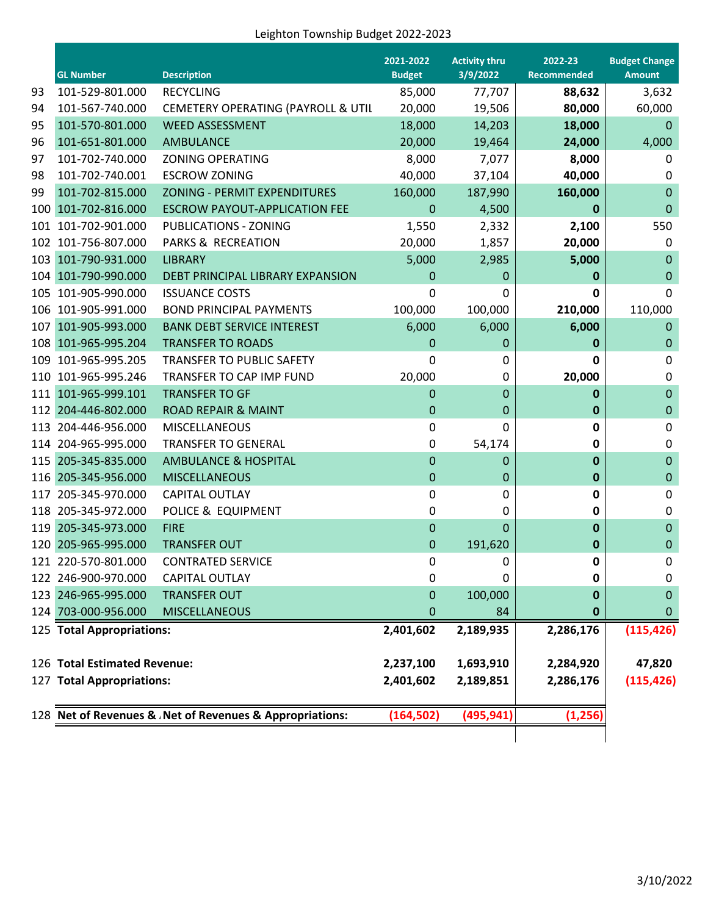Leighton Township Budget 2022-2023

| | GL Number | Description | 2021-2022 Budget | Activity thru 3/9/2022 | 2022-23 Recommended | Budget Change Amount |
|---|---|---|---|---|---|---|
| 93 | 101-529-801.000 | RECYCLING | 85,000 | 77,707 | **88,632** | 3,632 |
| 94 | 101-567-740.000 | CEMETERY OPERATING (PAYROLL & UTIL | 20,000 | 19,506 | **80,000** | 60,000 |
| 95 | 101-570-801.000 | WEED ASSESSMENT | 18,000 | 14,203 | **18,000** | 0 |
| 96 | 101-651-801.000 | AMBULANCE | 20,000 | 19,464 | **24,000** | 4,000 |
| 97 | 101-702-740.000 | ZONING OPERATING | 8,000 | 7,077 | **8,000** | 0 |
| 98 | 101-702-740.001 | ESCROW ZONING | 40,000 | 37,104 | **40,000** | 0 |
| 99 | 101-702-815.000 | ZONING - PERMIT EXPENDITURES | 160,000 | 187,990 | **160,000** | 0 |
| 100 | 101-702-816.000 | ESCROW PAYOUT-APPLICATION FEE | 0 | 4,500 | **0** | 0 |
| 101 | 101-702-901.000 | PUBLICATIONS - ZONING | 1,550 | 2,332 | **2,100** | 550 |
| 102 | 101-756-807.000 | PARKS & RECREATION | 20,000 | 1,857 | **20,000** | 0 |
| 103 | 101-790-931.000 | LIBRARY | 5,000 | 2,985 | **5,000** | 0 |
| 104 | 101-790-990.000 | DEBT PRINCIPAL LIBRARY EXPANSION | 0 | 0 | **0** | 0 |
| 105 | 101-905-990.000 | ISSUANCE COSTS | 0 | 0 | **0** | 0 |
| 106 | 101-905-991.000 | BOND PRINCIPAL PAYMENTS | 100,000 | 100,000 | **210,000** | 110,000 |
| 107 | 101-905-993.000 | BANK DEBT SERVICE INTEREST | 6,000 | 6,000 | **6,000** | 0 |
| 108 | 101-965-995.204 | TRANSFER TO ROADS | 0 | 0 | **0** | 0 |
| 109 | 101-965-995.205 | TRANSFER TO PUBLIC SAFETY | 0 | 0 | **0** | 0 |
| 110 | 101-965-995.246 | TRANSFER TO CAP IMP FUND | 20,000 | 0 | **20,000** | 0 |
| 111 | 101-965-999.101 | TRANSFER TO GF | 0 | 0 | **0** | 0 |
| 112 | 204-446-802.000 | ROAD REPAIR & MAINT | 0 | 0 | **0** | 0 |
| 113 | 204-446-956.000 | MISCELLANEOUS | 0 | 0 | **0** | 0 |
| 114 | 204-965-995.000 | TRANSFER TO GENERAL | 0 | 54,174 | **0** | 0 |
| 115 | 205-345-835.000 | AMBULANCE & HOSPITAL | 0 | 0 | **0** | 0 |
| 116 | 205-345-956.000 | MISCELLANEOUS | 0 | 0 | **0** | 0 |
| 117 | 205-345-970.000 | CAPITAL OUTLAY | 0 | 0 | **0** | 0 |
| 118 | 205-345-972.000 | POLICE & EQUIPMENT | 0 | 0 | **0** | 0 |
| 119 | 205-345-973.000 | FIRE | 0 | 0 | **0** | 0 |
| 120 | 205-965-995.000 | TRANSFER OUT | 0 | 191,620 | **0** | 0 |
| 121 | 220-570-801.000 | CONTRATED SERVICE | 0 | 0 | **0** | 0 |
| 122 | 246-900-970.000 | CAPITAL OUTLAY | 0 | 0 | **0** | 0 |
| 123 | 246-965-995.000 | TRANSFER OUT | 0 | 100,000 | **0** | 0 |
| 124 | 703-000-956.000 | MISCELLANEOUS | 0 | 84 | **0** | 0 |
| 125 | **Total Appropriations:** | | **2,401,602** | **2,189,935** | **2,286,176** | **(115,426)** |
| 126 | **Total Estimated Revenue:** | | **2,237,100** | **1,693,910** | **2,284,920** | **47,820** |
| 127 | **Total Appropriations:** | | **2,401,602** | **2,189,851** | **2,286,176** | **(115,426)** |
| 128 | **Net of Revenues & Net of Revenues & Appropriations:** | | **(164,502)** | **(495,941)** | **(1,256)** | |

3/10/2022